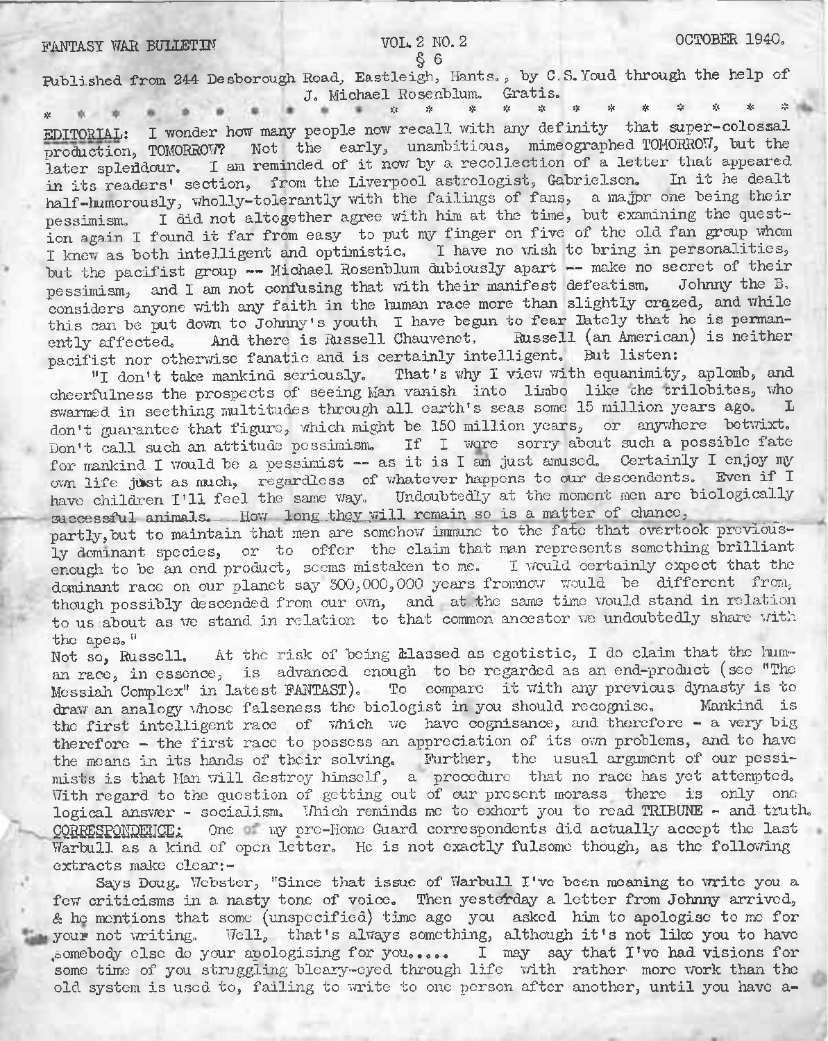FANTASY WAR BULLETIN VOL. 2 NO. 2 OCTOBER 1940.

§ 6

Published from 244 Desborough Road, Eastleigh, Hants., by C.S. Youd through the help of J. Michael Rosenblum. Gratis.

* * * * * * * * * * * * * * * * * * * * * * *

EDITORIAL: I wonder how many people now recall with any definity that super-colossal production, TOMORROW? Not the early, unambitious, mimeographed TOMORROW, but the later spleddour. I am reminded of it now by a recollection of a letter that appeared in its readers' section, from the Liverpool astrologist, Gabrielson. In it he dealt half-humorously, wholly-tolerantly with the failings of fans, a majpr one being their pessimism. I did not altogether agree with him at the time, but examining the question again I found it far from easy to put my finger on five of the old fan group whom I knew as both intelligent and optimistic. I have no wish to bring in personalities, but the pacifist group -- Michael Rosenblum dubiously apart -- make no secret of their pessimism, and I am not confusing that with their manifest defeatism. Johnny the B. considers anyone with any faith in the human race more than slightly crazed, and while this can be put down to Johnny's youth I have begun to fear lately that he is permanently affected. And there is Russell Chauvenet. Russell (an American) is neither pacifist nor otherwise fanatic and is certainly intelligent. But listen:

"I don't take mankind seriously. That's why I view with equanimity, aplomb, and cheerfulness the prospects of seeing Man vanish into limbo like the trilobites, who swarmed in seething multitudes through all earth's seas some 15 million years ago. I don't guarantee that figure, which might be 150 million years, or anywhere betwixt. Don't call such an attitude pessimism. If I were sorry about such a possible fate for mankind I would be a pessimist -- as it is I am just amused. Certainly I enjoy my own life just as much, regardless of whatever happens to our descendents. Even if I have children I'll feel the same way. Undoubtedly at the moment men are biologically successful animals. How long they will remain so is a matter of chance, partly, but to maintain that men are somehow immune to the fate that overtook previously dominant species, or to offer the claim that man represents something brilliant enough to be an end product, seems mistaken to me. I would certainly expect that the dominant race on our planet say 300,000,000 years fromnow would be different from, though possibly descended from our own, and at the same time would stand in relation to us about as we stand in relation to that common ancestor we undoubtedly share with the apes."

Not so, Russell. At the risk of being classed as egotistic, I do claim that the human race, in essence, is advanced enough to be regarded as an end-product (see "The Messiah Complex" in latest FANTAST). To compare it with any previous dynasty is to draw an analogy whose falseness the biologist in you should recognise. Mankind is the first intelligent race of which we have cognisance, and therefore - a very big therefore - the first race to possess an appreciation of its own problems, and to have the means in its hands of their solving. Further, the usual argument of our pessimists is that Man will destroy himself, a procedure that no race has yet attempted. With regard to the question of getting out of our present morass there is only one logical answer - socialism. Which reminds me to exhort you to read TRIBUNE - and truth.

CORRESPONDENCE: One of my pre-Home Guard correspondents did actually accept the last Warbull as a kind of open letter. He is not exactly fulsome though, as the following extracts make clear:-

Says Doug. Webster, "Since that issue of Warbull I've been meaning to write you a few criticisms in a nasty tone of voice. Then yesterday a letter from Johnny arrived, & he mentions that some (unspecified) time ago you asked him to apologise to me for your not writing. Well, that's always something, although it's not like you to have somebody else do your apologising for you..... I may say that I've had visions for some time of you struggling bleary-eyed through life with rather more work than the old system is used to, failing to write to one person after another, until you have a-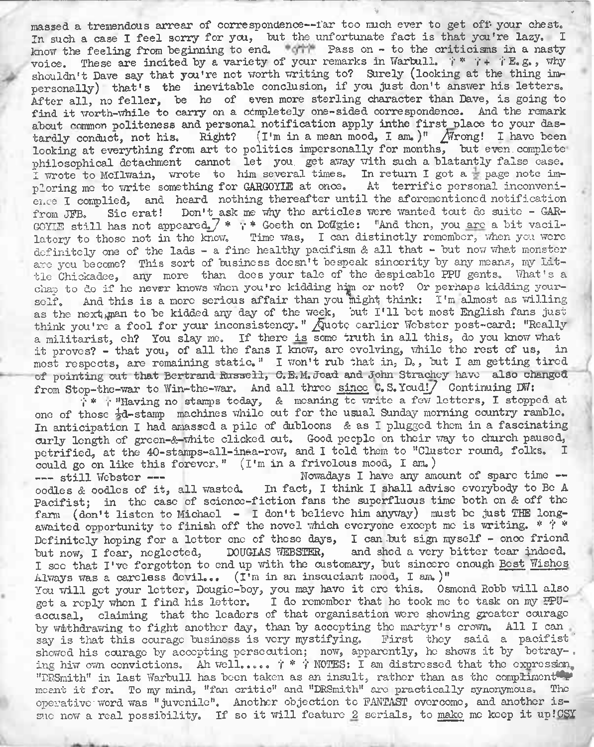massed a tremendous arrear of correspondence--far too much ever to get off your chest. In such a case I feel sorry for you, but the unfortunate fact is that you're lazy. I know the feeling from beginning to end. "♰♰" Pass on - to the criticisms in a nasty voice. These are incited by a variety of your remarks in Warbull. ♰ * ♰ + ♰ E.g., why shouldn't Dave say that you're not worth writing to? Surely (looking at the thing impersonally) that's the inevitable conclusion, if you just don't answer his letters. After all, no feller, be he of even more sterling character than Dave, is going to find it worth-while to carry on a completely one-sided correspondence. And the remark about common politeness and personal notification apply inthe first place to your dastardly conduct, not his. Right? (I'm in a mean mood, I am.)" /Wrong! I have been looking at everything from art to politics impersonally for months, but even complete philosophical detachment cannot let you get away with such a blatantly false case. I wrote to McIlwain, wrote to him several times. In return I got a ½ page note imploring me to write something for GARGOYLE at once. At terrific personal inconvenience I complied, and heard nothing thereafter until the aforementioned notification from JFB. Sic erat! Don't ask me why the articles were wanted tout de suite - GARGOYLE still has not appeared./ * ♰ * Goeth on Dougie: "And then, you are a bit vacillatory to those not in the know. Time was, I can distinctly remember, when you were definitely one of the lads - a fine healthy pacifism & all that - but now what monster are you become? This sort of business doesn't bespeak sincerity by any means, my Little Chickadee, any more than does your tale of the despicable PPU gents. What's a chap to do if he never knows when you're kidding him or not? Or perhaps kidding yourself. And this is a more serious affair than you might think: I'm almost as willing as the next man to be kidded any day of the week, but I'll bet most English fans just think you're a fool for your inconsistency." /Quote earlier Webster post-card: "Really a militarist, eh? You slay me. If there is some truth in all this, do you know what it proves? - that you, of all the fans I know, are evolving, while the rest of us, in most respects, are remaining static." I won't rub that in, D., but I am getting tired of pointing out that Bertrand Russell, C.E.M.Joad and John Strachey have also changed from Stop-the-war to Win-the-war. And all three since C.S.Youd!/ Continuing DW:

♰ * ♰ "Having no stamps today, & meaning to write a few letters, I stopped at one of those ½d-stamp machines while out for the usual Sunday morning country ramble. In anticipation I had amassed a pile of dubloons & as I plugged them in a fascinating curly length of green-&-white clicked out. Good people on their way to church paused, petrified, at the 40-stamps-all-in-a-row, and I told them to "Cluster round, folks. I could go on like this forever." (I'm in a frivolous mood, I am.)

--- still Webster --- Nowadays I have any amount of spare time -- oodles & oodles of it, all wasted. In fact, I think I shall advise everybody to Be A Pacifist; in the case of science-fiction fans the superfluous time both on & off the farm (don't listen to Michael - I don't believe him anyway) must be just THE long-awaited opportunity to finish off the novel which everyone except me is writing. * ♰ * Definitely hoping for a letter one of these days, I can but sign myself - once friend but now, I fear, neglected, DOUGLAS WEBSTER, and shed a very bitter tear indeed. I see that I've forgotten to end up with the customary, but sincere enough Best Wishes Always was a careless devil... (I'm in an insouciant mood, I am.)"

You will get your letter, Dougie-boy, you may have it ere this. Osmond Robb will also get a reply when I find his letter. I do remember that he took me to task on my PPU-accusal, claiming that the leaders of that organisation were showing greater courage by withdrawing to fight another day, than by accepting the martyr's crown. All I can say is that this courage business is very mystifying. First they said a pacifist showed his courage by accepting persecution; now, apparently, he shows it by betraying his own convictions. Ah well.... ♰ * ♰ NOTES: I am distressed that the expression "DRSmith" in last Warbull has been taken as an insult, rather than as the compliment I meant it for. To my mind, "fan critic" and "DRSmith" are practically synonymous. The operative word was "juvenile". Another objection to FANTAST overcome, and another issue now a real possibility. If so it will feature 2 serials, to make me keep it up!CSY